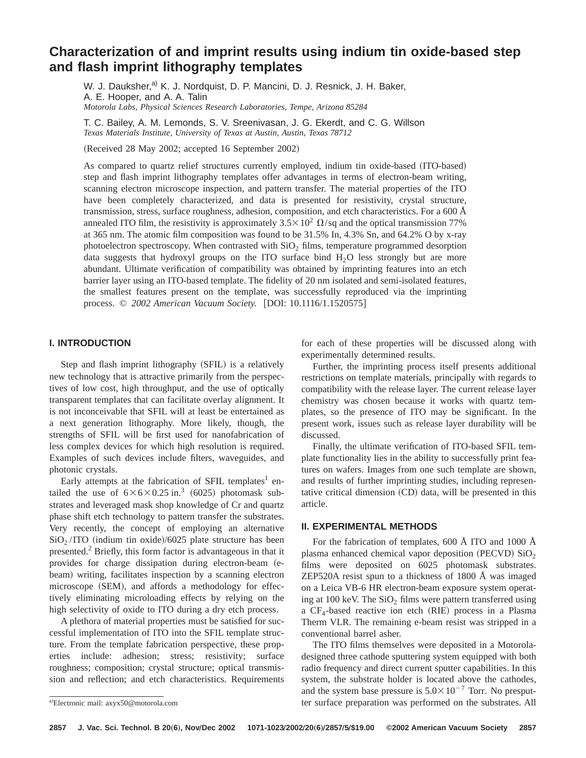# Characterization of and imprint results using indium tin oxide-based step and flash imprint lithography templates

W. J. Dauksher,[a] K. J. Nordquist, D. P. Mancini, D. J. Resnick, J. H. Baker, A. E. Hooper, and A. A. Talin
*Motorola Labs, Physical Sciences Research Laboratories, Tempe, Arizona 85284*

T. C. Bailey, A. M. Lemonds, S. V. Sreenivasan, J. G. Ekerdt, and C. G. Willson
*Texas Materials Institute, University of Texas at Austin, Austin, Texas 78712*

(Received 28 May 2002; accepted 16 September 2002)

As compared to quartz relief structures currently employed, indium tin oxide-based (ITO-based) step and flash imprint lithography templates offer advantages in terms of electron-beam writing, scanning electron microscope inspection, and pattern transfer. The material properties of the ITO have been completely characterized, and data is presented for resistivity, crystal structure, transmission, stress, surface roughness, adhesion, composition, and etch characteristics. For a 600 Å annealed ITO film, the resistivity is approximately $3.5\times10^{2}$ Ω/sq and the optical transmission 77% at 365 nm. The atomic film composition was found to be 31.5% In, 4.3% Sn, and 64.2% O by x-ray photoelectron spectroscopy. When contrasted with $SiO_2$ films, temperature programmed desorption data suggests that hydroxyl groups on the ITO surface bind $H_2O$ less strongly but are more abundant. Ultimate verification of compatibility was obtained by imprinting features into an etch barrier layer using an ITO-based template. The fidelity of 20 nm isolated and semi-isolated features, the smallest features present on the template, was successfully reproduced via the imprinting process. © *2002 American Vacuum Society.* [DOI: 10.1116/1.1520575]

## I. INTRODUCTION

Step and flash imprint lithography (SFIL) is a relatively new technology that is attractive primarily from the perspectives of low cost, high throughput, and the use of optically transparent templates that can facilitate overlay alignment. It is not inconceivable that SFIL will at least be entertained as a next generation lithography. More likely, though, the strengths of SFIL will be first used for nanofabrication of less complex devices for which high resolution is required. Examples of such devices include filters, waveguides, and photonic crystals.

Early attempts at the fabrication of SFIL templates[1] entailed the use of $6\times6\times0.25\ \text{in.}^3$ (6025) photomask substrates and leveraged mask shop knowledge of Cr and quartz phase shift etch technology to pattern transfer the substrates. Very recently, the concept of employing an alternative $SiO_2$/ITO (indium tin oxide)/6025 plate structure has been presented.[2] Briefly, this form factor is advantageous in that it provides for charge dissipation during electron-beam (e-beam) writing, facilitates inspection by a scanning electron microscope (SEM), and affords a methodology for effectively eliminating microloading effects by relying on the high selectivity of oxide to ITO during a dry etch process.

A plethora of material properties must be satisfied for successful implementation of ITO into the SFIL template structure. From the template fabrication perspective, these properties include: adhesion; stress; resistivity; surface roughness; composition; crystal structure; optical transmission and reflection; and etch characteristics. Requirements for each of these properties will be discussed along with experimentally determined results.

Further, the imprinting process itself presents additional restrictions on template materials, principally with regards to compatibility with the release layer. The current release layer chemistry was chosen because it works with quartz templates, so the presence of ITO may be significant. In the present work, issues such as release layer durability will be discussed.

Finally, the ultimate verification of ITO-based SFIL template functionality lies in the ability to successfully print features on wafers. Images from one such template are shown, and results of further imprinting studies, including representative critical dimension (CD) data, will be presented in this article.

## II. EXPERIMENTAL METHODS

For the fabrication of templates, 600 Å ITO and 1000 Å plasma enhanced chemical vapor deposition (PECVD) $SiO_2$ films were deposited on 6025 photomask substrates. ZEP520A resist spun to a thickness of 1800 Å was imaged on a Leica VB-6 HR electron-beam exposure system operating at 100 keV. The $SiO_2$ films were pattern transferred using a $CF_4$-based reactive ion etch (RIE) process in a Plasma Therm VLR. The remaining e-beam resist was stripped in a conventional barrel asher.

The ITO films themselves were deposited in a Motorola-designed three cathode sputtering system equipped with both radio frequency and direct current sputter capabilities. In this system, the substrate holder is located above the cathodes, and the system base pressure is $5.0\times10^{-7}$ Torr. No presputter surface preparation was performed on the substrates. All

[a]Electronic mail: axyx50@motorola.com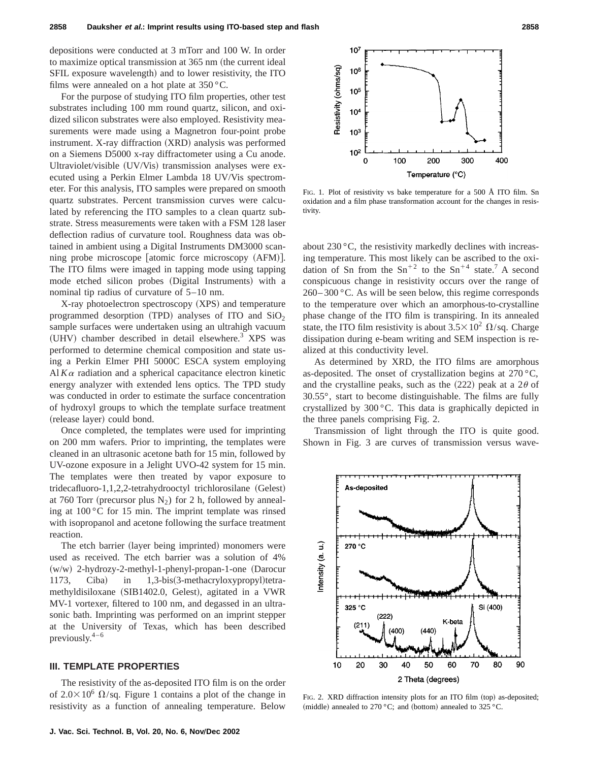depositions were conducted at 3 mTorr and 100 W. In order to maximize optical transmission at 365 nm (the current ideal SFIL exposure wavelength) and to lower resistivity, the ITO films were annealed on a hot plate at 350 °C.

For the purpose of studying ITO film properties, other test substrates including 100 mm round quartz, silicon, and oxidized silicon substrates were also employed. Resistivity measurements were made using a Magnetron four-point probe instrument. X-ray diffraction (XRD) analysis was performed on a Siemens D5000 x-ray diffractometer using a Cu anode. Ultraviolet/visible (UV/Vis) transmission analyses were executed using a Perkin Elmer Lambda 18 UV/Vis spectrometer. For this analysis, ITO samples were prepared on smooth quartz substrates. Percent transmission curves were calculated by referencing the ITO samples to a clean quartz substrate. Stress measurements were taken with a FSM 128 laser deflection radius of curvature tool. Roughness data was obtained in ambient using a Digital Instruments DM3000 scanning probe microscope [atomic force microscopy (AFM)]. The ITO films were imaged in tapping mode using tapping mode etched silicon probes (Digital Instruments) with a nominal tip radius of curvature of 5–10 nm.

X-ray photoelectron spectroscopy (XPS) and temperature programmed desorption (TPD) analyses of ITO and $SiO_2$ sample surfaces were undertaken using an ultrahigh vacuum (UHV) chamber described in detail elsewhere.[3] XPS was performed to determine chemical composition and state using a Perkin Elmer PHI 5000C ESCA system employing Al $K\alpha$ radiation and a spherical capacitance electron kinetic energy analyzer with extended lens optics. The TPD study was conducted in order to estimate the surface concentration of hydroxyl groups to which the template surface treatment (release layer) could bond.

Once completed, the templates were used for imprinting on 200 mm wafers. Prior to imprinting, the templates were cleaned in an ultrasonic acetone bath for 15 min, followed by UV-ozone exposure in a Jelight UVO-42 system for 15 min. The templates were then treated by vapor exposure to tridecafluoro-1,1,2,2-tetrahydrooctyl trichlorosilane (Gelest) at 760 Torr (precursor plus $N_2$) for 2 h, followed by annealing at 100 °C for 15 min. The imprint template was rinsed with isopropanol and acetone following the surface treatment reaction.

The etch barrier (layer being imprinted) monomers were used as received. The etch barrier was a solution of 4% (w/w) 2-hydrozy-2-methyl-1-phenyl-propan-1-one (Darocur 1173, Ciba) in 1,3-bis(3-methacryloxypropyl)tetramethyldisiloxane (SIB1402.0, Gelest), agitated in a VWR MV-1 vortexer, filtered to 100 nm, and degassed in an ultrasonic bath. Imprinting was performed on an imprint stepper at the University of Texas, which has been described previously.[4–6]

## III. TEMPLATE PROPERTIES

The resistivity of the as-deposited ITO film is on the order of $2.0\times10^6$ Ω/sq. Figure 1 contains a plot of the change in resistivity as a function of annealing temperature. Below about 230 °C, the resistivity markedly declines with increasing temperature. This most likely can be ascribed to the oxidation of Sn from the $Sn^{+2}$ to the $Sn^{+4}$ state.[7] A second conspicuous change in resistivity occurs over the range of 260–300 °C. As will be seen below, this regime corresponds to the temperature over which an amorphous-to-crystalline phase change of the ITO film is transpiring. In its annealed state, the ITO film resistivity is about $3.5\times10^2$ Ω/sq. Charge dissipation during e-beam writing and SEM inspection is realized at this conductivity level.

As determined by XRD, the ITO films are amorphous as-deposited. The onset of crystallization begins at 270 °C, and the crystalline peaks, such as the (222) peak at a 2$\theta$ of 30.55°, start to become distinguishable. The films are fully crystallized by 300 °C. This data is graphically depicted in the three panels comprising Fig. 2.

Transmission of light through the ITO is quite good. Shown in Fig. 3 are curves of transmission versus wave-

Resistivity (ohms/sq)
$10^7$
$10^6$
$10^5$
$10^4$
$10^3$
$10^2$
0 100 200 300 400
Temperature (°C)

FIG. 1. Plot of resistivity vs bake temperature for a 500 Å ITO film. Sn oxidation and a film phase transformation account for the changes in resistivity.

Intensity (a. u.)
As-deposited
270 °C
325 °C
(211)
(222)
(400)
(440)
K-beta
Si (400)
10 20 30 40 50 60 70 80 90
2 Theta (degrees)

FIG. 2. XRD diffraction intensity plots for an ITO film (top) as-deposited; (middle) annealed to 270 °C; and (bottom) annealed to 325 °C.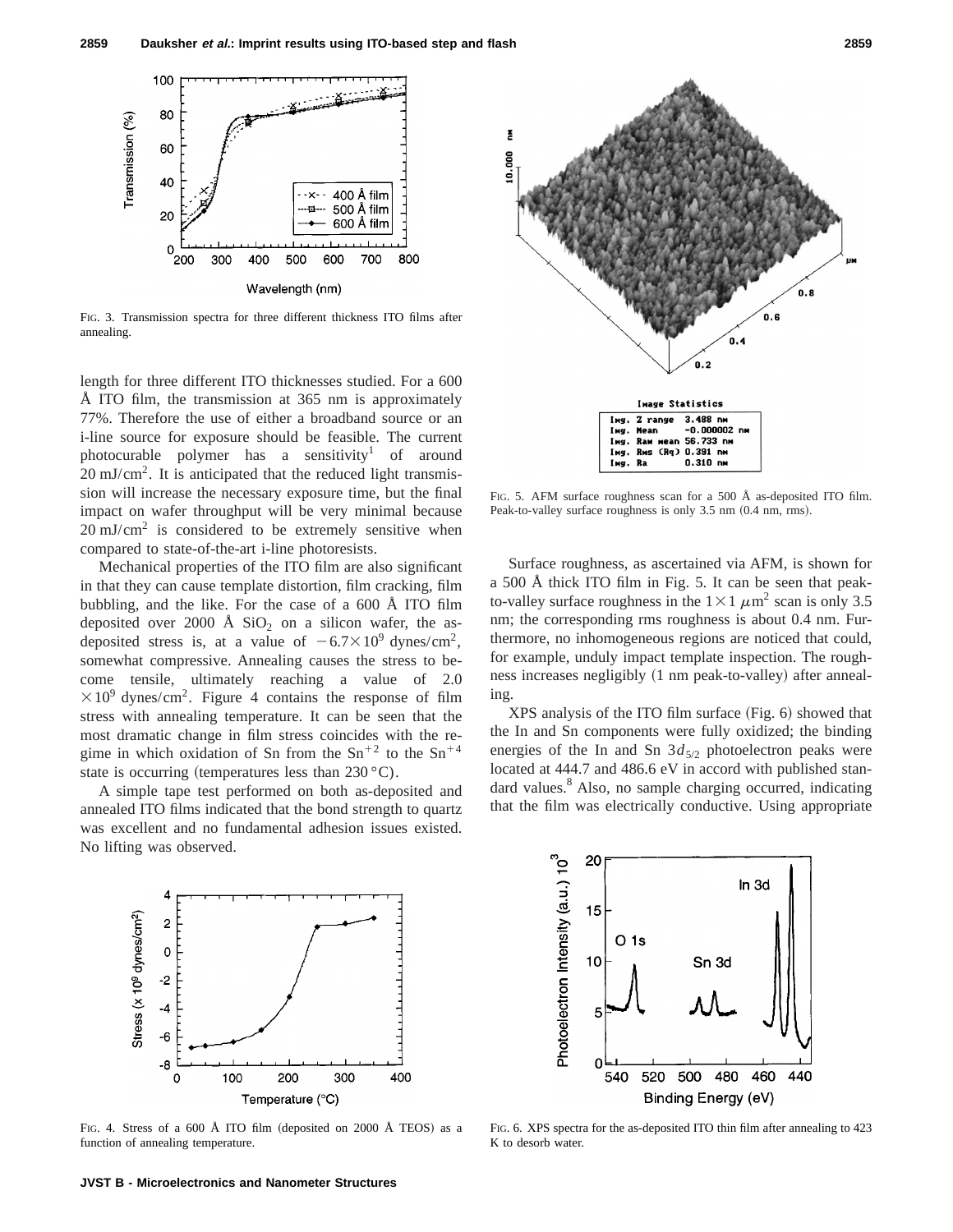Transmission (%)

Wavelength (nm)

400 Å film
500 Å film
600 Å film

FIG. 3. Transmission spectra for three different thickness ITO films after annealing.

length for three different ITO thicknesses studied. For a 600 Å ITO film, the transmission at 365 nm is approximately 77%. Therefore the use of either a broadband source or an i-line source for exposure should be feasible. The current photocurable polymer has a sensitivity[1] of around $20\ \mathrm{mJ/cm^2}$. It is anticipated that the reduced light transmission will increase the necessary exposure time, but the final impact on wafer throughput will be very minimal because $20\ \mathrm{mJ/cm^2}$ is considered to be extremely sensitive when compared to state-of-the-art i-line photoresists.

Mechanical properties of the ITO film are also significant in that they can cause template distortion, film cracking, film bubbling, and the like. For the case of a 600 Å ITO film deposited over 2000 Å $SiO_2$ on a silicon wafer, the as-deposited stress is, at a value of $-6.7\times10^9\ \mathrm{dynes/cm^2}$, somewhat compressive. Annealing causes the stress to become tensile, ultimately reaching a value of $2.0\times10^9\ \mathrm{dynes/cm^2}$. Figure 4 contains the response of film stress with annealing temperature. It can be seen that the most dramatic change in film stress coincides with the regime in which oxidation of Sn from the $Sn^{+2}$ to the $Sn^{+4}$ state is occurring (temperatures less than 230 °C).

A simple tape test performed on both as-deposited and annealed ITO films indicated that the bond strength to quartz was excellent and no fundamental adhesion issues existed. No lifting was observed.

Stress (x 10⁹ dynes/cm²)

Temperature (°C)

FIG. 4. Stress of a 600 Å ITO film (deposited on 2000 Å TEOS) as a function of annealing temperature.

10.000 nm

µm

Image Statistics
Img. Z range 3.488 nm
Img. Mean -0.000002 nm
Img. Raw mean 56.733 nm
Img. Rms (Rq) 0.391 nm
Img. Ra 0.310 nm

FIG. 5. AFM surface roughness scan for a 500 Å as-deposited ITO film. Peak-to-valley surface roughness is only 3.5 nm (0.4 nm, rms).

Surface roughness, as ascertained via AFM, is shown for a 500 Å thick ITO film in Fig. 5. It can be seen that peak-to-valley surface roughness in the $1\times1\ \mu\mathrm{m}^2$ scan is only 3.5 nm; the corresponding rms roughness is about 0.4 nm. Furthermore, no inhomogeneous regions are noticed that could, for example, unduly impact template inspection. The roughness increases negligibly (1 nm peak-to-valley) after annealing.

XPS analysis of the ITO film surface (Fig. 6) showed that the In and Sn components were fully oxidized; the binding energies of the In and Sn $3d_{5/2}$ photoelectron peaks were located at 444.7 and 486.6 eV in accord with published standard values.[8] Also, no sample charging occurred, indicating that the film was electrically conductive. Using appropriate

Photoelectron Intensity (a.u.) 10³

O 1s

Sn 3d

In 3d

Binding Energy (eV)

FIG. 6. XPS spectra for the as-deposited ITO thin film after annealing to 423 K to desorb water.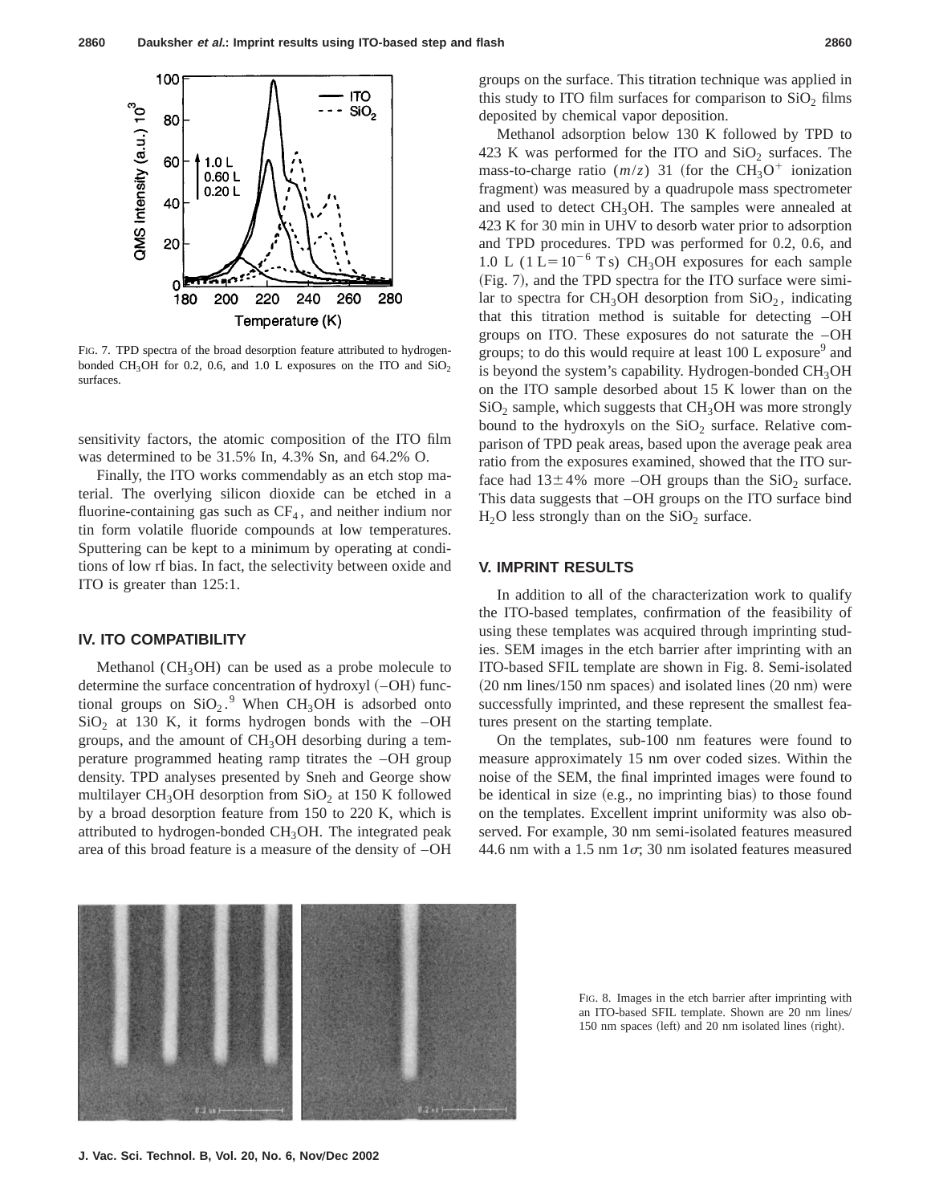100
80
60
40
20
0
QMS Intensity (a.u.) $10^3$
ITO
$SiO_2$
1.0 L
0.60 L
0.20 L
180 200 220 240 260 280
Temperature (K)

FIG. 7. TPD spectra of the broad desorption feature attributed to hydrogen-bonded $CH_3OH$ for 0.2, 0.6, and 1.0 L exposures on the ITO and $SiO_2$ surfaces.

sensitivity factors, the atomic composition of the ITO film was determined to be 31.5% In, 4.3% Sn, and 64.2% O.

Finally, the ITO works commendably as an etch stop material. The overlying silicon dioxide can be etched in a fluorine-containing gas such as $CF_4$, and neither indium nor tin form volatile fluoride compounds at low temperatures. Sputtering can be kept to a minimum by operating at conditions of low rf bias. In fact, the selectivity between oxide and ITO is greater than 125:1.

## IV. ITO COMPATIBILITY

Methanol ($CH_3OH$) can be used as a probe molecule to determine the surface concentration of hydroxyl (–OH) functional groups on $SiO_2$.[9] When $CH_3OH$ is adsorbed onto $SiO_2$ at 130 K, it forms hydrogen bonds with the –OH groups, and the amount of $CH_3OH$ desorbing during a temperature programmed heating ramp titrates the –OH group density. TPD analyses presented by Sneh and George show multilayer $CH_3OH$ desorption from $SiO_2$ at 150 K followed by a broad desorption feature from 150 to 220 K, which is attributed to hydrogen-bonded $CH_3OH$. The integrated peak area of this broad feature is a measure of the density of –OH groups on the surface. This titration technique was applied in this study to ITO film surfaces for comparison to $SiO_2$ films deposited by chemical vapor deposition.

Methanol adsorption below 130 K followed by TPD to 423 K was performed for the ITO and $SiO_2$ surfaces. The mass-to-charge ratio ($m/z$) 31 (for the $CH_3O^+$ ionization fragment) was measured by a quadrupole mass spectrometer and used to detect $CH_3OH$. The samples were annealed at 423 K for 30 min in UHV to desorb water prior to adsorption and TPD procedures. TPD was performed for 0.2, 0.6, and 1.0 L ($1\,L=10^{-6}$ T s) $CH_3OH$ exposures for each sample (Fig. 7), and the TPD spectra for the ITO surface were similar to spectra for $CH_3OH$ desorption from $SiO_2$, indicating that this titration method is suitable for detecting –OH groups on ITO. These exposures do not saturate the –OH groups; to do this would require at least 100 L exposure[9] and is beyond the system's capability. Hydrogen-bonded $CH_3OH$ on the ITO sample desorbed about 15 K lower than on the $SiO_2$ sample, which suggests that $CH_3OH$ was more strongly bound to the hydroxyls on the $SiO_2$ surface. Relative comparison of TPD peak areas, based upon the average peak area ratio from the exposures examined, showed that the ITO surface had $13\pm4\%$ more –OH groups than the $SiO_2$ surface. This data suggests that –OH groups on the ITO surface bind $H_2O$ less strongly than on the $SiO_2$ surface.

## V. IMPRINT RESULTS

In addition to all of the characterization work to qualify the ITO-based templates, confirmation of the feasibility of using these templates was acquired through imprinting studies. SEM images in the etch barrier after imprinting with an ITO-based SFIL template are shown in Fig. 8. Semi-isolated (20 nm lines/150 nm spaces) and isolated lines (20 nm) were successfully imprinted, and these represent the smallest features present on the starting template.

On the templates, sub-100 nm features were found to measure approximately 15 nm over coded sizes. Within the noise of the SEM, the final imprinted images were found to be identical in size (e.g., no imprinting bias) to those found on the templates. Excellent imprint uniformity was also observed. For example, 30 nm semi-isolated features measured 44.6 nm with a 1.5 nm $1\sigma$; 30 nm isolated features measured

FIG. 8. Images in the etch barrier after imprinting with an ITO-based SFIL template. Shown are 20 nm lines/150 nm spaces (left) and 20 nm isolated lines (right).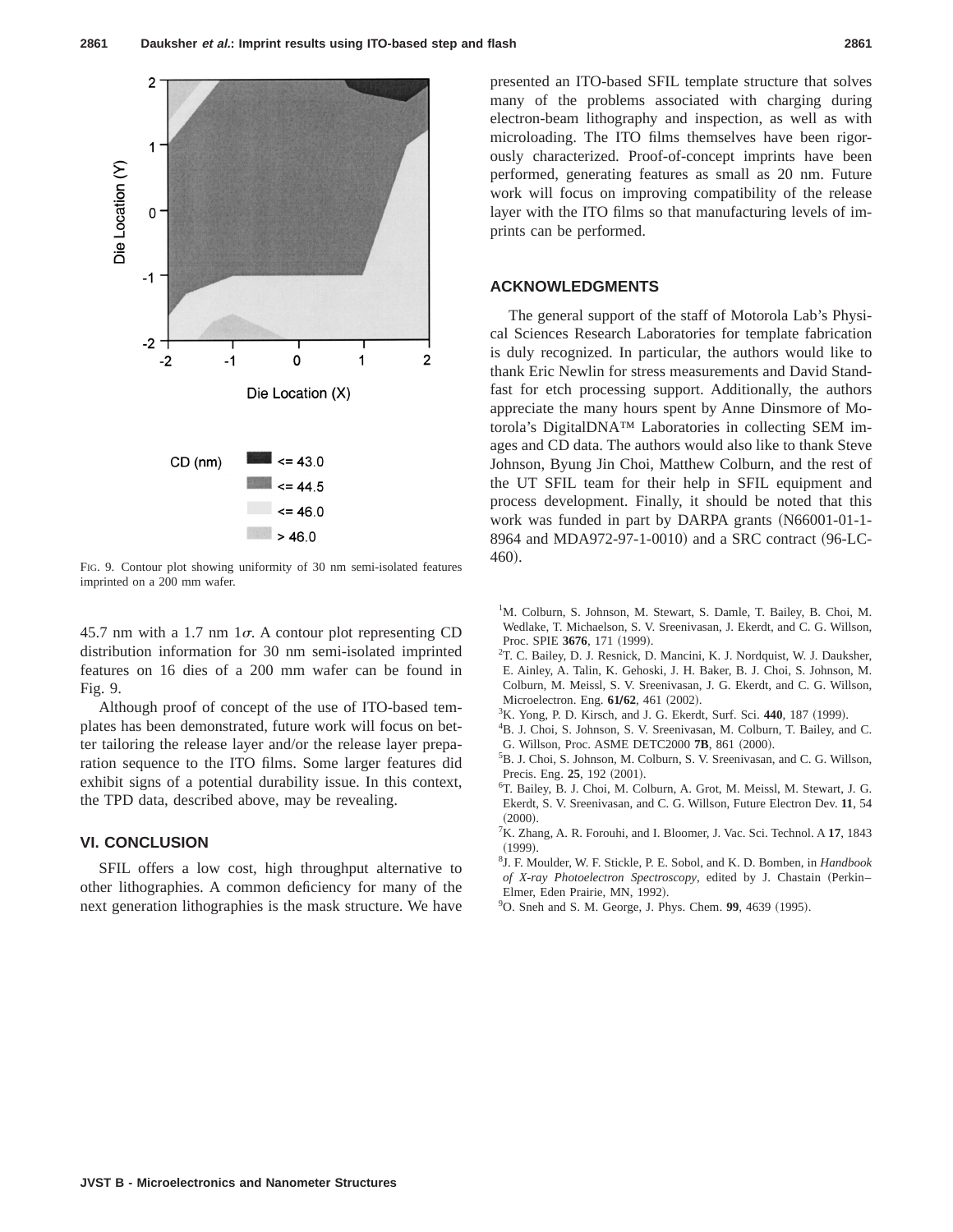Die Location (Y)

2
1
0
-1
-2

-2 -1 0 1 2

Die Location (X)

CD (nm)
<= 43.0
<= 44.5
<= 46.0
> 46.0

FIG. 9. Contour plot showing uniformity of 30 nm semi-isolated features imprinted on a 200 mm wafer.

45.7 nm with a 1.7 nm 1$\sigma$. A contour plot representing CD distribution information for 30 nm semi-isolated imprinted features on 16 dies of a 200 mm wafer can be found in Fig. 9.

Although proof of concept of the use of ITO-based templates has been demonstrated, future work will focus on better tailoring the release layer and/or the release layer preparation sequence to the ITO films. Some larger features did exhibit signs of a potential durability issue. In this context, the TPD data, described above, may be revealing.

## VI. CONCLUSION

SFIL offers a low cost, high throughput alternative to other lithographies. A common deficiency for many of the next generation lithographies is the mask structure. We have presented an ITO-based SFIL template structure that solves many of the problems associated with charging during electron-beam lithography and inspection, as well as with microloading. The ITO films themselves have been rigorously characterized. Proof-of-concept imprints have been performed, generating features as small as 20 nm. Future work will focus on improving compatibility of the release layer with the ITO films so that manufacturing levels of imprints can be performed.

## ACKNOWLEDGMENTS

The general support of the staff of Motorola Lab's Physical Sciences Research Laboratories for template fabrication is duly recognized. In particular, the authors would like to thank Eric Newlin for stress measurements and David Standfast for etch processing support. Additionally, the authors appreciate the many hours spent by Anne Dinsmore of Motorola's DigitalDNA™ Laboratories in collecting SEM images and CD data. The authors would also like to thank Steve Johnson, Byung Jin Choi, Matthew Colburn, and the rest of the UT SFIL team for their help in SFIL equipment and process development. Finally, it should be noted that this work was funded in part by DARPA grants (N66001-01-1-8964 and MDA972-97-1-0010) and a SRC contract (96-LC-460).

[1] M. Colburn, S. Johnson, M. Stewart, S. Damle, T. Bailey, B. Choi, M. Wedlake, T. Michaelson, S. V. Sreenivasan, J. Ekerdt, and C. G. Willson, Proc. SPIE **3676**, 171 (1999).

[2] T. C. Bailey, D. J. Resnick, D. Mancini, K. J. Nordquist, W. J. Dauksher, E. Ainley, A. Talin, K. Gehoski, J. H. Baker, B. J. Choi, S. Johnson, M. Colburn, M. Meissl, S. V. Sreenivasan, J. G. Ekerdt, and C. G. Willson, Microelectron. Eng. **61/62**, 461 (2002).

[3] K. Yong, P. D. Kirsch, and J. G. Ekerdt, Surf. Sci. **440**, 187 (1999).

[4] B. J. Choi, S. Johnson, S. V. Sreenivasan, M. Colburn, T. Bailey, and C. G. Willson, Proc. ASME DETC2000 **7B**, 861 (2000).

[5] B. J. Choi, S. Johnson, M. Colburn, S. V. Sreenivasan, and C. G. Willson, Precis. Eng. **25**, 192 (2001).

[6] T. Bailey, B. J. Choi, M. Colburn, A. Grot, M. Meissl, M. Stewart, J. G. Ekerdt, S. V. Sreenivasan, and C. G. Willson, Future Electron Dev. **11**, 54 (2000).

[7] K. Zhang, A. R. Forouhi, and I. Bloomer, J. Vac. Sci. Technol. A **17**, 1843 (1999).

[8] J. F. Moulder, W. F. Stickle, P. E. Sobol, and K. D. Bomben, in *Handbook of X-ray Photoelectron Spectroscopy*, edited by J. Chastain (Perkin–Elmer, Eden Prairie, MN, 1992).

[9] O. Sneh and S. M. George, J. Phys. Chem. **99**, 4639 (1995).